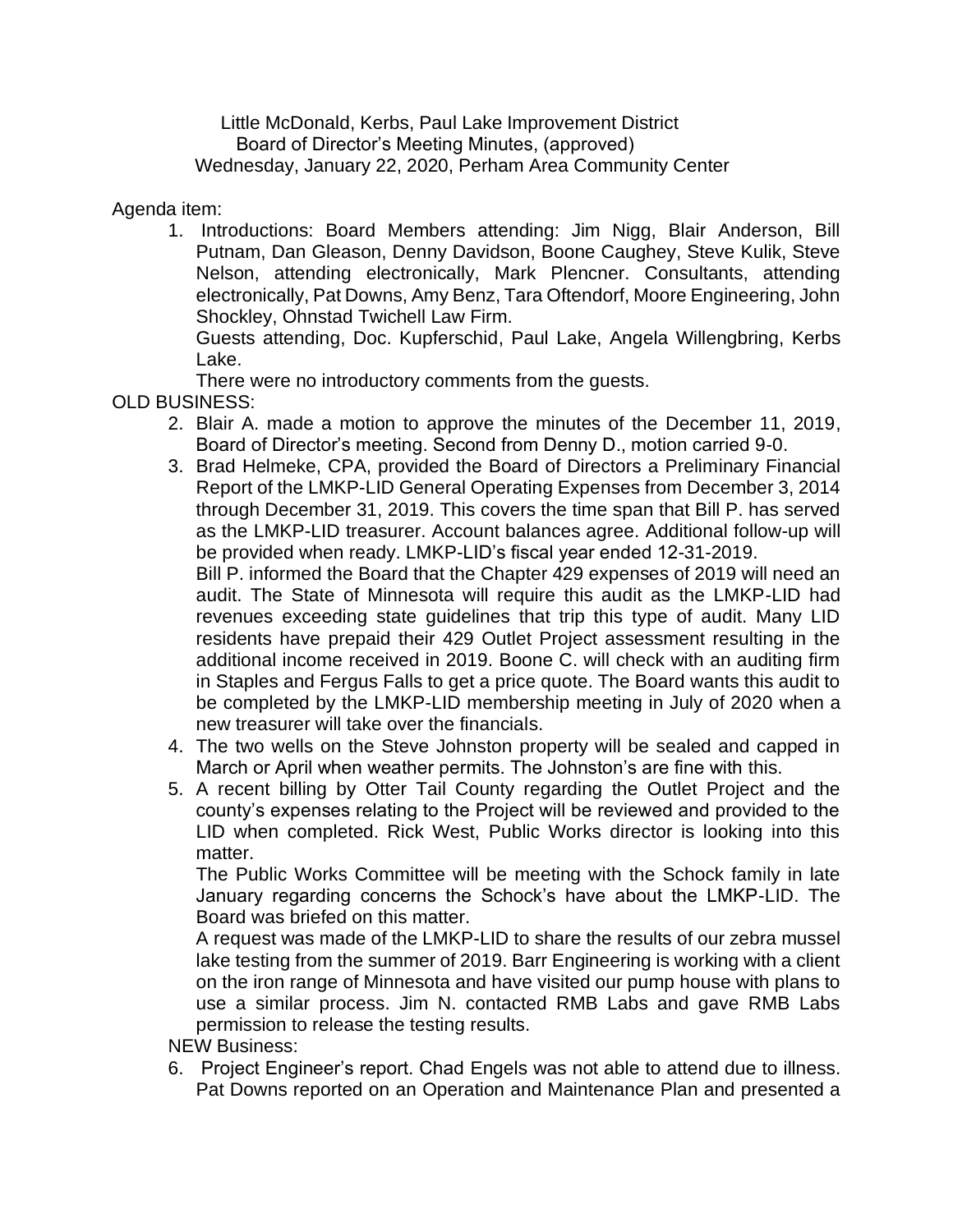Little McDonald, Kerbs, Paul Lake Improvement District
Board of Director's Meeting Minutes, (approved)
Wednesday, January 22, 2020, Perham Area Community Center

Agenda item:

1. Introductions: Board Members attending: Jim Nigg, Blair Anderson, Bill Putnam, Dan Gleason, Denny Davidson, Boone Caughey, Steve Kulik, Steve Nelson, attending electronically, Mark Plencner. Consultants, attending electronically, Pat Downs, Amy Benz, Tara Oftendorf, Moore Engineering, John Shockley, Ohnstad Twichell Law Firm.
   Guests attending, Doc. Kupferschid, Paul Lake, Angela Willengbring, Kerbs Lake.
   There were no introductory comments from the guests.

OLD BUSINESS:

2. Blair A. made a motion to approve the minutes of the December 11, 2019, Board of Director's meeting. Second from Denny D., motion carried 9-0.
3. Brad Helmeke, CPA, provided the Board of Directors a Preliminary Financial Report of the LMKP-LID General Operating Expenses from December 3, 2014 through December 31, 2019. This covers the time span that Bill P. has served as the LMKP-LID treasurer. Account balances agree. Additional follow-up will be provided when ready. LMKP-LID's fiscal year ended 12-31-2019.
   Bill P. informed the Board that the Chapter 429 expenses of 2019 will need an audit. The State of Minnesota will require this audit as the LMKP-LID had revenues exceeding state guidelines that trip this type of audit. Many LID residents have prepaid their 429 Outlet Project assessment resulting in the additional income received in 2019. Boone C. will check with an auditing firm in Staples and Fergus Falls to get a price quote. The Board wants this audit to be completed by the LMKP-LID membership meeting in July of 2020 when a new treasurer will take over the financials.
4. The two wells on the Steve Johnston property will be sealed and capped in March or April when weather permits. The Johnston's are fine with this.
5. A recent billing by Otter Tail County regarding the Outlet Project and the county's expenses relating to the Project will be reviewed and provided to the LID when completed. Rick West, Public Works director is looking into this matter.
   The Public Works Committee will be meeting with the Schock family in late January regarding concerns the Schock's have about the LMKP-LID. The Board was briefed on this matter.
   A request was made of the LMKP-LID to share the results of our zebra mussel lake testing from the summer of 2019. Barr Engineering is working with a client on the iron range of Minnesota and have visited our pump house with plans to use a similar process. Jim N. contacted RMB Labs and gave RMB Labs permission to release the testing results.

NEW Business:

6. Project Engineer's report. Chad Engels was not able to attend due to illness. Pat Downs reported on an Operation and Maintenance Plan and presented a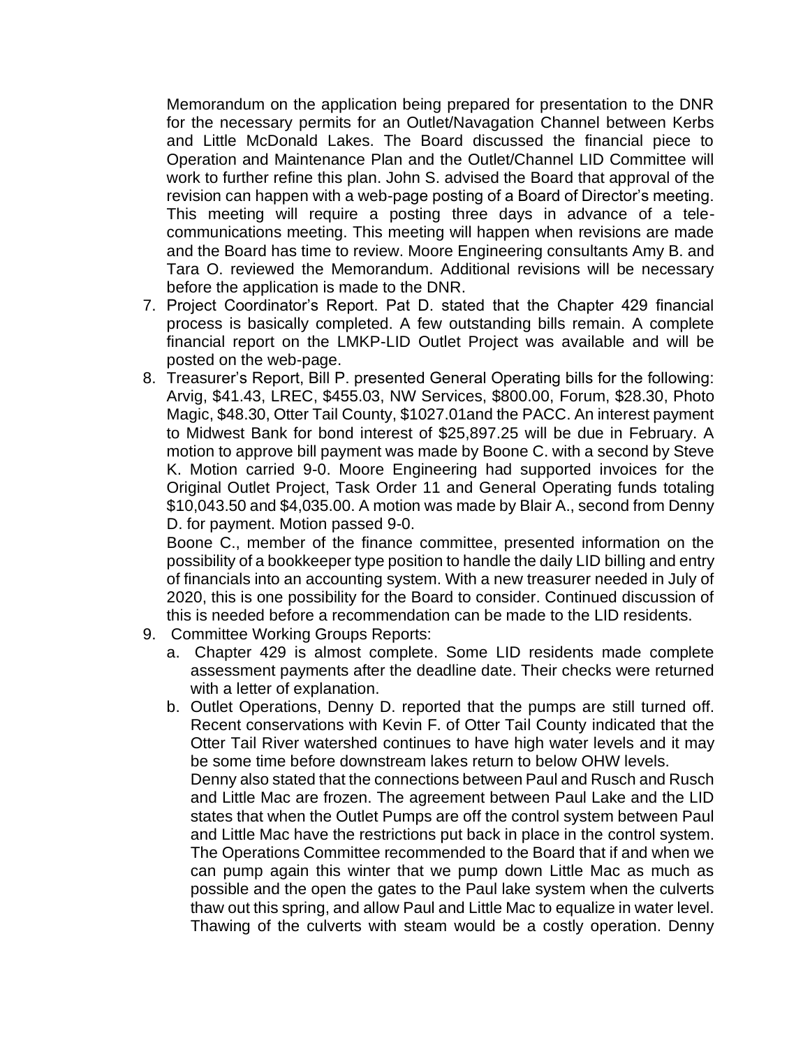Memorandum on the application being prepared for presentation to the DNR for the necessary permits for an Outlet/Navagation Channel between Kerbs and Little McDonald Lakes. The Board discussed the financial piece to Operation and Maintenance Plan and the Outlet/Channel LID Committee will work to further refine this plan. John S. advised the Board that approval of the revision can happen with a web-page posting of a Board of Director's meeting. This meeting will require a posting three days in advance of a telecommunications meeting. This meeting will happen when revisions are made and the Board has time to review. Moore Engineering consultants Amy B. and Tara O. reviewed the Memorandum. Additional revisions will be necessary before the application is made to the DNR.

7. Project Coordinator's Report. Pat D. stated that the Chapter 429 financial process is basically completed. A few outstanding bills remain. A complete financial report on the LMKP-LID Outlet Project was available and will be posted on the web-page.
8. Treasurer's Report, Bill P. presented General Operating bills for the following: Arvig, $41.43, LREC, $455.03, NW Services, $800.00, Forum, $28.30, Photo Magic, $48.30, Otter Tail County, $1027.01and the PACC. An interest payment to Midwest Bank for bond interest of $25,897.25 will be due in February. A motion to approve bill payment was made by Boone C. with a second by Steve K. Motion carried 9-0. Moore Engineering had supported invoices for the Original Outlet Project, Task Order 11 and General Operating funds totaling $10,043.50 and $4,035.00. A motion was made by Blair A., second from Denny D. for payment. Motion passed 9-0.

   Boone C., member of the finance committee, presented information on the possibility of a bookkeeper type position to handle the daily LID billing and entry of financials into an accounting system. With a new treasurer needed in July of 2020, this is one possibility for the Board to consider. Continued discussion of this is needed before a recommendation can be made to the LID residents.
9. Committee Working Groups Reports:
   a. Chapter 429 is almost complete. Some LID residents made complete assessment payments after the deadline date. Their checks were returned with a letter of explanation.
   b. Outlet Operations, Denny D. reported that the pumps are still turned off. Recent conservations with Kevin F. of Otter Tail County indicated that the Otter Tail River watershed continues to have high water levels and it may be some time before downstream lakes return to below OHW levels.

      Denny also stated that the connections between Paul and Rusch and Rusch and Little Mac are frozen. The agreement between Paul Lake and the LID states that when the Outlet Pumps are off the control system between Paul and Little Mac have the restrictions put back in place in the control system. The Operations Committee recommended to the Board that if and when we can pump again this winter that we pump down Little Mac as much as possible and the open the gates to the Paul lake system when the culverts thaw out this spring, and allow Paul and Little Mac to equalize in water level. Thawing of the culverts with steam would be a costly operation. Denny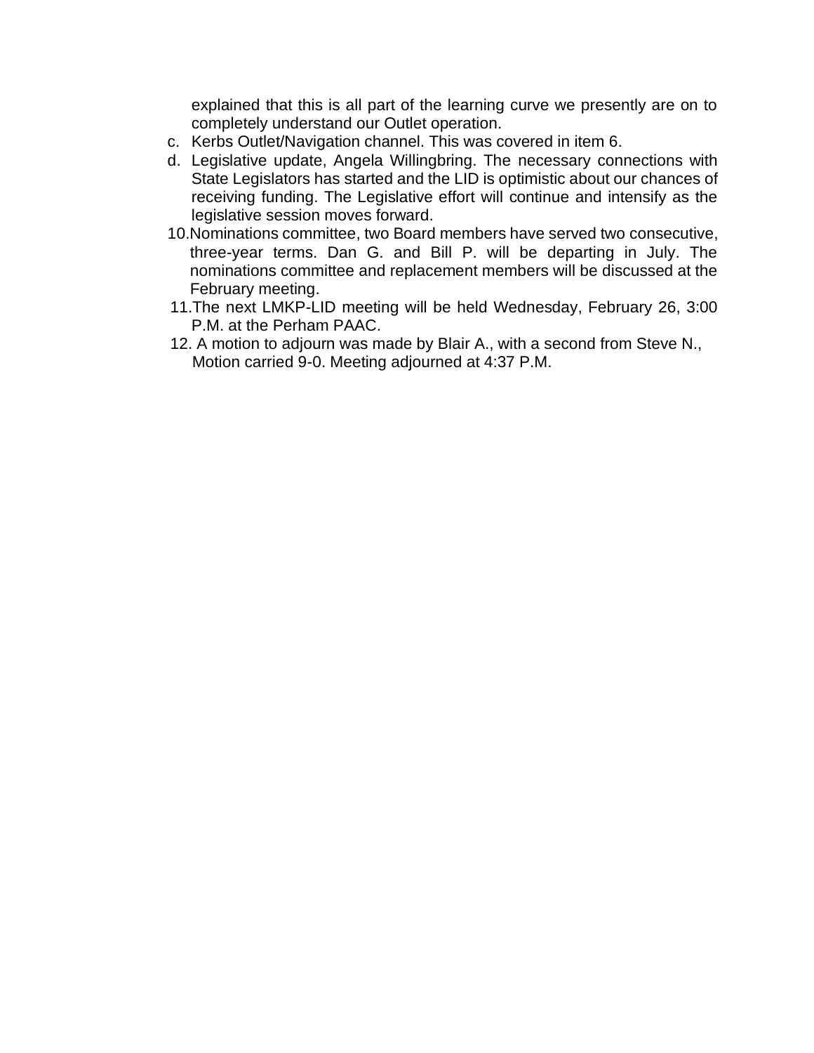explained that this is all part of the learning curve we presently are on to completely understand our Outlet operation.

c. Kerbs Outlet/Navigation channel. This was covered in item 6.

d. Legislative update, Angela Willingbring. The necessary connections with State Legislators has started and the LID is optimistic about our chances of receiving funding. The Legislative effort will continue and intensify as the legislative session moves forward.

10. Nominations committee, two Board members have served two consecutive, three-year terms. Dan G. and Bill P. will be departing in July. The nominations committee and replacement members will be discussed at the February meeting.

11. The next LMKP-LID meeting will be held Wednesday, February 26, 3:00 P.M. at the Perham PAAC.

12. A motion to adjourn was made by Blair A., with a second from Steve N., Motion carried 9-0. Meeting adjourned at 4:37 P.M.